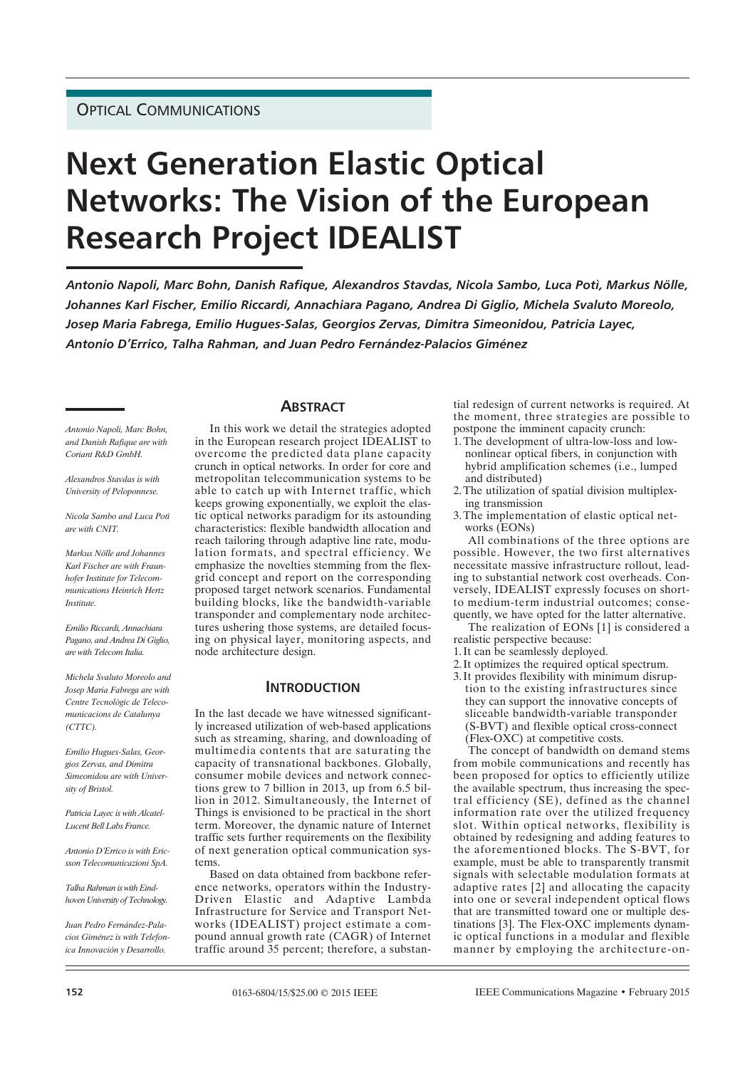OPTICAL COMMUNICATIONS

# Next Generation Elastic Optical Networks: The Vision of the European Research Project IDEALIST

*Antonio Napoli, Marc Bohn, Danish Rafique, Alexandros Stavdas, Nicola Sambo, Luca Potì, Markus Nölle, Johannes Karl Fischer, Emilio Riccardi, Annachiara Pagano, Andrea Di Giglio, Michela Svaluto Moreolo, Josep Maria Fabrega, Emilio Hugues-Salas, Georgios Zervas, Dimitra Simeonidou, Patricia Layec, Antonio D'Errico, Talha Rahman, and Juan Pedro Fernández-Palacios Giménez*

*Antonio Napoli, Marc Bohn, and Danish Rafique are with Coriant R&D GmbH.*

*Alexandros Stavdas is with University of Peloponnese.*

*Nicola Sambo and Luca Potì are with CNIT.*

*Markus Nölle and Johannes Karl Fischer are with Fraunhofer Institute for Telecommunications Heinrich Hertz Institute.*

*Emilio Riccardi, Annachiara Pagano, and Andrea Di Giglio, are with Telecom Italia.*

*Michela Svaluto Moreolo and Josep Maria Fabrega are with Centre Tecnològic de Telecomunicacions de Catalunya (CTTC).*

*Emilio Hugues-Salas, Georgios Zervas, and Dimitra Simeonidou are with University of Bristol.*

*Patricia Layec is with Alcatel-Lucent Bell Labs France.*

*Antonio D'Errico is with Ericsson Telecomunicazioni SpA.*

*Talha Rahman is with Eindhoven University of Technology.*

*Juan Pedro Fernández-Palacios Giménez is with Telefonica Innovación y Desarrollo.*

## Abstract

In this work we detail the strategies adopted in the European research project IDEALIST to overcome the predicted data plane capacity crunch in optical networks. In order for core and metropolitan telecommunication systems to be able to catch up with Internet traffic, which keeps growing exponentially, we exploit the elastic optical networks paradigm for its astounding characteristics: flexible bandwidth allocation and reach tailoring through adaptive line rate, modulation formats, and spectral efficiency. We emphasize the novelties stemming from the flex-grid concept and report on the corresponding proposed target network scenarios. Fundamental building blocks, like the bandwidth-variable transponder and complementary node architectures ushering those systems, are detailed focusing on physical layer, monitoring aspects, and node architecture design.

## Introduction

In the last decade we have witnessed significantly increased utilization of web-based applications such as streaming, sharing, and downloading of multimedia contents that are saturating the capacity of transnational backbones. Globally, consumer mobile devices and network connections grew to 7 billion in 2013, up from 6.5 billion in 2012. Simultaneously, the Internet of Things is envisioned to be practical in the short term. Moreover, the dynamic nature of Internet traffic sets further requirements on the flexibility of next generation optical communication systems.

Based on data obtained from backbone reference networks, operators within the Industry-Driven Elastic and Adaptive Lambda Infrastructure for Service and Transport Networks (IDEALIST) project estimate a compound annual growth rate (CAGR) of Internet traffic around 35 percent; therefore, a substantial redesign of current networks is required. At the moment, three strategies are possible to postpone the imminent capacity crunch:

1. The development of ultra-low-loss and low-nonlinear optical fibers, in conjunction with hybrid amplification schemes (i.e., lumped and distributed)
2. The utilization of spatial division multiplexing transmission
3. The implementation of elastic optical networks (EONs)

All combinations of the three options are possible. However, the two first alternatives necessitate massive infrastructure rollout, leading to substantial network cost overheads. Conversely, IDEALIST expressly focuses on short- to medium-term industrial outcomes; consequently, we have opted for the latter alternative.

The realization of EONs [1] is considered a realistic perspective because:

1. It can be seamlessly deployed.
2. It optimizes the required optical spectrum.
3. It provides flexibility with minimum disruption to the existing infrastructures since they can support the innovative concepts of sliceable bandwidth-variable transponder (S-BVT) and flexible optical cross-connect (Flex-OXC) at competitive costs.

The concept of bandwidth on demand stems from mobile communications and recently has been proposed for optics to efficiently utilize the available spectrum, thus increasing the spectral efficiency (SE), defined as the channel information rate over the utilized frequency slot. Within optical networks, flexibility is obtained by redesigning and adding features to the aforementioned blocks. The S-BVT, for example, must be able to transparently transmit signals with selectable modulation formats at adaptive rates [2] and allocating the capacity into one or several independent optical flows that are transmitted toward one or multiple destinations [3]. The Flex-OXC implements dynamic optical functions in a modular and flexible manner by employing the architecture-on-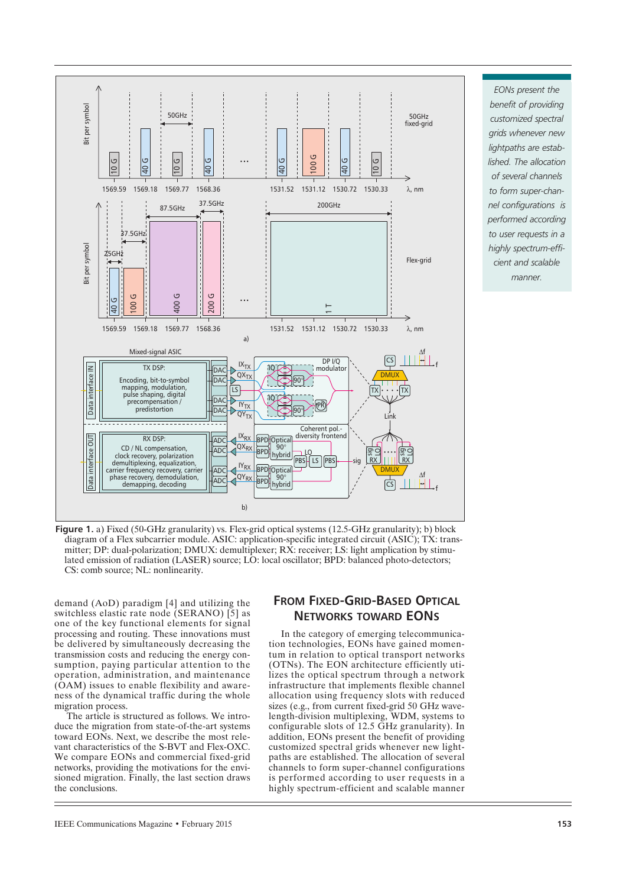**Figure 1.** a) Fixed (50-GHz granularity) vs. Flex-grid optical systems (12.5-GHz granularity); b) block diagram of a Flex subcarrier module. ASIC: application-specific integrated circuit (ASIC); TX: transmitter; DP: dual-polarization; DMUX: demultiplexer; RX: receiver; LS: light amplication by stimulated emission of radiation (LASER) source; LO: local oscillator; BPD: balanced photo-detectors; CS: comb source; NL: nonlinearity.

*EONs present the benefit of providing customized spectral grids whenever new lightpaths are established. The allocation of several channels to form super-channel configurations is performed according to user requests in a highly spectrum-efficient and scalable manner.*

demand (AoD) paradigm [4] and utilizing the switchless elastic rate node (SERANO) [5] as one of the key functional elements for signal processing and routing. These innovations must be delivered by simultaneously decreasing the transmission costs and reducing the energy consumption, paying particular attention to the operation, administration, and maintenance (OAM) issues to enable flexibility and awareness of the dynamical traffic during the whole migration process.

The article is structured as follows. We introduce the migration from state-of-the-art systems toward EONs. Next, we describe the most relevant characteristics of the S-BVT and Flex-OXC. We compare EONs and commercial fixed-grid networks, providing the motivations for the envisioned migration. Finally, the last section draws the conclusions.

## From Fixed-Grid-Based Optical Networks toward EONs

In the category of emerging telecommunication technologies, EONs have gained momentum in relation to optical transport networks (OTNs). The EON architecture efficiently utilizes the optical spectrum through a network infrastructure that implements flexible channel allocation using frequency slots with reduced sizes (e.g., from current fixed-grid 50 GHz wavelength-division multiplexing, WDM, systems to configurable slots of 12.5 GHz granularity). In addition, EONs present the benefit of providing customized spectral grids whenever new lightpaths are established. The allocation of several channels to form super-channel configurations is performed according to user requests in a highly spectrum-efficient and scalable manner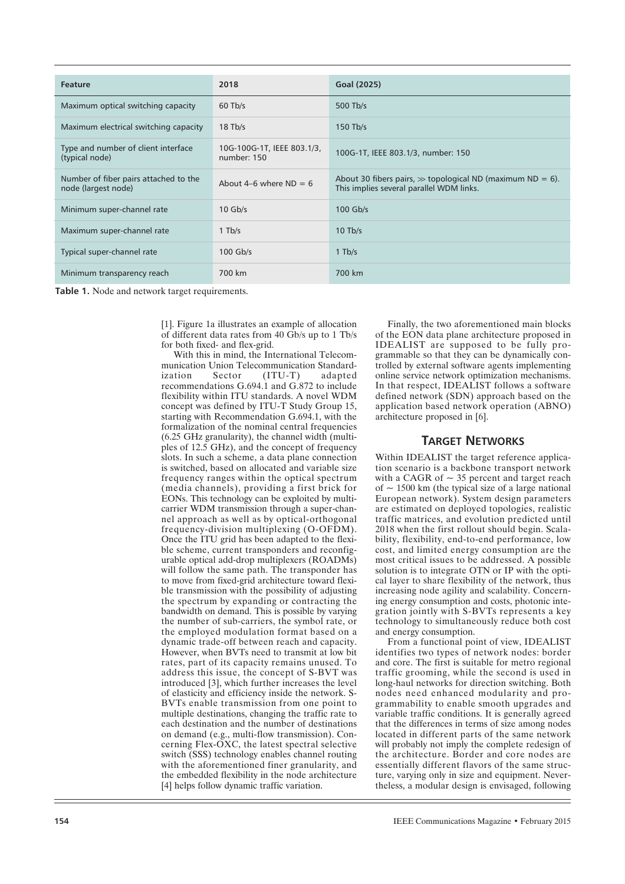| Feature | 2018 | Goal (2025) |
|---|---|---|
| Maximum optical switching capacity | 60 Tb/s | 500 Tb/s |
| Maximum electrical switching capacity | 18 Tb/s | 150 Tb/s |
| Type and number of client interface (typical node) | 10G-100G-1T, IEEE 803.1/3, number: 150 | 100G-1T, IEEE 803.1/3, number: 150 |
| Number of fiber pairs attached to the node (largest node) | About 4–6 where ND = 6 | About 30 fibers pairs, $\gg$ topological ND (maximum ND = 6). This implies several parallel WDM links. |
| Minimum super-channel rate | 10 Gb/s | 100 Gb/s |
| Maximum super-channel rate | 1 Tb/s | 10 Tb/s |
| Typical super-channel rate | 100 Gb/s | 1 Tb/s |
| Minimum transparency reach | 700 km | 700 km |

**Table 1.** Node and network target requirements.

[1]. Figure 1a illustrates an example of allocation of different data rates from 40 Gb/s up to 1 Tb/s for both fixed- and flex-grid.

With this in mind, the International Telecommunication Union Telecommunication Standardization Sector (ITU-T) adapted recommendations G.694.1 and G.872 to include flexibility within ITU standards. A novel WDM concept was defined by ITU-T Study Group 15, starting with Recommendation G.694.1, with the formalization of the nominal central frequencies (6.25 GHz granularity), the channel width (multiples of 12.5 GHz), and the concept of frequency slots. In such a scheme, a data plane connection is switched, based on allocated and variable size frequency ranges within the optical spectrum (media channels), providing a first brick for EONs. This technology can be exploited by multicarrier WDM transmission through a super-channel approach as well as by optical-orthogonal frequency-division multiplexing (O-OFDM). Once the ITU grid has been adapted to the flexible scheme, current transponders and reconfigurable optical add-drop multiplexers (ROADMs) will follow the same path. The transponder has to move from fixed-grid architecture toward flexible transmission with the possibility of adjusting the spectrum by expanding or contracting the bandwidth on demand. This is possible by varying the number of sub-carriers, the symbol rate, or the employed modulation format based on a dynamic trade-off between reach and capacity. However, when BVTs need to transmit at low bit rates, part of its capacity remains unused. To address this issue, the concept of S-BVT was introduced [3], which further increases the level of elasticity and efficiency inside the network. S-BVTs enable transmission from one point to multiple destinations, changing the traffic rate to each destination and the number of destinations on demand (e.g., multi-flow transmission). Concerning Flex-OXC, the latest spectral selective switch (SSS) technology enables channel routing with the aforementioned finer granularity, and the embedded flexibility in the node architecture [4] helps follow dynamic traffic variation.

Finally, the two aforementioned main blocks of the EON data plane architecture proposed in IDEALIST are supposed to be fully programmable so that they can be dynamically controlled by external software agents implementing online service network optimization mechanisms. In that respect, IDEALIST follows a software defined network (SDN) approach based on the application based network operation (ABNO) architecture proposed in [6].

## Target Networks

Within IDEALIST the target reference application scenario is a backbone transport network with a CAGR of ~ 35 percent and target reach of ~ 1500 km (the typical size of a large national European network). System design parameters are estimated on deployed topologies, realistic traffic matrices, and evolution predicted until 2018 when the first rollout should begin. Scalability, flexibility, end-to-end performance, low cost, and limited energy consumption are the most critical issues to be addressed. A possible solution is to integrate OTN or IP with the optical layer to share flexibility of the network, thus increasing node agility and scalability. Concerning energy consumption and costs, photonic integration jointly with S-BVTs represents a key technology to simultaneously reduce both cost and energy consumption.

From a functional point of view, IDEALIST identifies two types of network nodes: border and core. The first is suitable for metro regional traffic grooming, while the second is used in long-haul networks for direction switching. Both nodes need enhanced modularity and programmability to enable smooth upgrades and variable traffic conditions. It is generally agreed that the differences in terms of size among nodes located in different parts of the same network will probably not imply the complete redesign of the architecture. Border and core nodes are essentially different flavors of the same structure, varying only in size and equipment. Nevertheless, a modular design is envisaged, following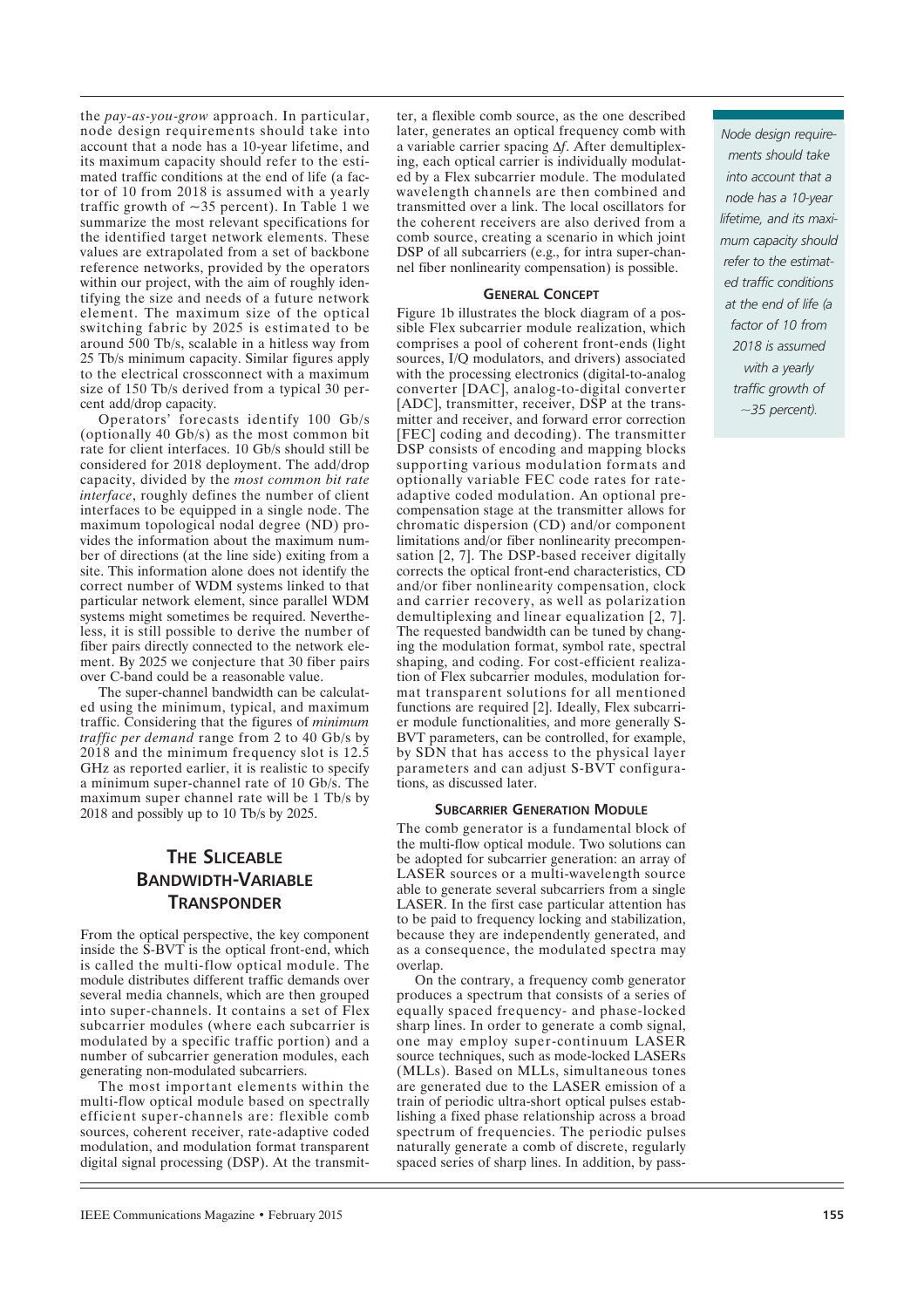the *pay-as-you-grow* approach. In particular, node design requirements should take into account that a node has a 10-year lifetime, and its maximum capacity should refer to the estimated traffic conditions at the end of life (a factor of 10 from 2018 is assumed with a yearly traffic growth of ~35 percent). In Table 1 we summarize the most relevant specifications for the identified target network elements. These values are extrapolated from a set of backbone reference networks, provided by the operators within our project, with the aim of roughly identifying the size and needs of a future network element. The maximum size of the optical switching fabric by 2025 is estimated to be around 500 Tb/s, scalable in a hitless way from 25 Tb/s minimum capacity. Similar figures apply to the electrical crossconnect with a maximum size of 150 Tb/s derived from a typical 30 percent add/drop capacity.

Operators' forecasts identify 100 Gb/s (optionally 40 Gb/s) as the most common bit rate for client interfaces. 10 Gb/s should still be considered for 2018 deployment. The add/drop capacity, divided by the *most common bit rate interface*, roughly defines the number of client interfaces to be equipped in a single node. The maximum topological nodal degree (ND) provides the information about the maximum number of directions (at the line side) exiting from a site. This information alone does not identify the correct number of WDM systems linked to that particular network element, since parallel WDM systems might sometimes be required. Nevertheless, it is still possible to derive the number of fiber pairs directly connected to the network element. By 2025 we conjecture that 30 fiber pairs over C-band could be a reasonable value.

The super-channel bandwidth can be calculated using the minimum, typical, and maximum traffic. Considering that the figures of *minimum traffic per demand* range from 2 to 40 Gb/s by 2018 and the minimum frequency slot is 12.5 GHz as reported earlier, it is realistic to specify a minimum super-channel rate of 10 Gb/s. The maximum super channel rate will be 1 Tb/s by 2018 and possibly up to 10 Tb/s by 2025.

## The Sliceable Bandwidth-Variable Transponder

From the optical perspective, the key component inside the S-BVT is the optical front-end, which is called the multi-flow optical module. The module distributes different traffic demands over several media channels, which are then grouped into super-channels. It contains a set of Flex subcarrier modules (where each subcarrier is modulated by a specific traffic portion) and a number of subcarrier generation modules, each generating non-modulated subcarriers.

The most important elements within the multi-flow optical module based on spectrally efficient super-channels are: flexible comb sources, coherent receiver, rate-adaptive coded modulation, and modulation format transparent digital signal processing (DSP). At the transmitter, a flexible comb source, as the one described later, generates an optical frequency comb with a variable carrier spacing $\Delta f$. After demultiplexing, each optical carrier is individually modulated by a Flex subcarrier module. The modulated wavelength channels are then combined and transmitted over a link. The local oscillators for the coherent receivers are also derived from a comb source, creating a scenario in which joint DSP of all subcarriers (e.g., for intra super-channel fiber nonlinearity compensation) is possible.

*Node design requirements should take into account that a node has a 10-year lifetime, and its maximum capacity should refer to the estimated traffic conditions at the end of life (a factor of 10 from 2018 is assumed with a yearly traffic growth of ~35 percent).*

### General Concept

Figure 1b illustrates the block diagram of a possible Flex subcarrier module realization, which comprises a pool of coherent front-ends (light sources, I/Q modulators, and drivers) associated with the processing electronics (digital-to-analog converter [DAC], analog-to-digital converter [ADC], transmitter, receiver, DSP at the transmitter and receiver, and forward error correction [FEC] coding and decoding). The transmitter DSP consists of encoding and mapping blocks supporting various modulation formats and optionally variable FEC code rates for rate-adaptive coded modulation. An optional pre-compensation stage at the transmitter allows for chromatic dispersion (CD) and/or component limitations and/or fiber nonlinearity precompensation [2, 7]. The DSP-based receiver digitally corrects the optical front-end characteristics, CD and/or fiber nonlinearity compensation, clock and carrier recovery, as well as polarization demultiplexing and linear equalization [2, 7]. The requested bandwidth can be tuned by changing the modulation format, symbol rate, spectral shaping, and coding. For cost-efficient realization of Flex subcarrier modules, modulation format transparent solutions for all mentioned functions are required [2]. Ideally, Flex subcarrier module functionalities, and more generally S-BVT parameters, can be controlled, for example, by SDN that has access to the physical layer parameters and can adjust S-BVT configurations, as discussed later.

### Subcarrier Generation Module

The comb generator is a fundamental block of the multi-flow optical module. Two solutions can be adopted for subcarrier generation: an array of LASER sources or a multi-wavelength source able to generate several subcarriers from a single LASER. In the first case particular attention has to be paid to frequency locking and stabilization, because they are independently generated, and as a consequence, the modulated spectra may overlap.

On the contrary, a frequency comb generator produces a spectrum that consists of a series of equally spaced frequency- and phase-locked sharp lines. In order to generate a comb signal, one may employ super-continuum LASER source techniques, such as mode-locked LASERs (MLLs). Based on MLLs, simultaneous tones are generated due to the LASER emission of a train of periodic ultra-short optical pulses establishing a fixed phase relationship across a broad spectrum of frequencies. The periodic pulses naturally generate a comb of discrete, regularly spaced series of sharp lines. In addition, by pass-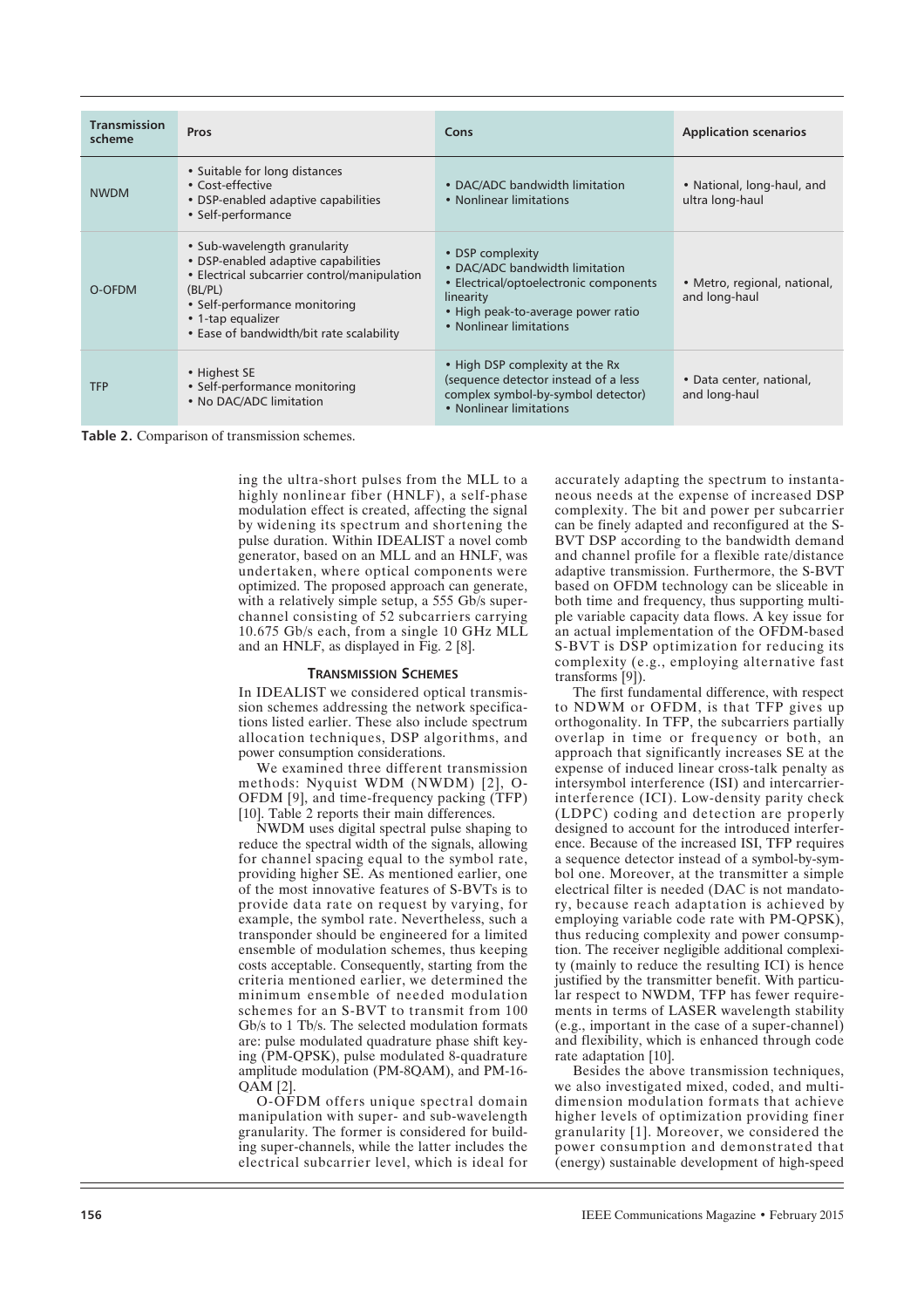| Transmission scheme | Pros | Cons | Application scenarios |
|---|---|---|---|
| NWDM | • Suitable for long distances<br>• Cost-effective<br>• DSP-enabled adaptive capabilities<br>• Self-performance | • DAC/ADC bandwidth limitation<br>• Nonlinear limitations | • National, long-haul, and ultra long-haul |
| O-OFDM | • Sub-wavelength granularity<br>• DSP-enabled adaptive capabilities<br>• Electrical subcarrier control/manipulation (BL/PL)<br>• Self-performance monitoring<br>• 1-tap equalizer<br>• Ease of bandwidth/bit rate scalability | • DSP complexity<br>• DAC/ADC bandwidth limitation<br>• Electrical/optoelectronic components linearity<br>• High peak-to-average power ratio<br>• Nonlinear limitations | • Metro, regional, national, and long-haul |
| TFP | • Highest SE<br>• Self-performance monitoring<br>• No DAC/ADC limitation | • High DSP complexity at the Rx (sequence detector instead of a less complex symbol-by-symbol detector)<br>• Nonlinear limitations | • Data center, national, and long-haul |

**Table 2.** Comparison of transmission schemes.

ing the ultra-short pulses from the MLL to a highly nonlinear fiber (HNLF), a self-phase modulation effect is created, affecting the signal by widening its spectrum and shortening the pulse duration. Within IDEALIST a novel comb generator, based on an MLL and an HNLF, was undertaken, where optical components were optimized. The proposed approach can generate, with a relatively simple setup, a 555 Gb/s super-channel consisting of 52 subcarriers carrying 10.675 Gb/s each, from a single 10 GHz MLL and an HNLF, as displayed in Fig. 2 [8].

### Transmission Schemes

In IDEALIST we considered optical transmission schemes addressing the network specifications listed earlier. These also include spectrum allocation techniques, DSP algorithms, and power consumption considerations.

We examined three different transmission methods: Nyquist WDM (NWDM) [2], O-OFDM [9], and time-frequency packing (TFP) [10]. Table 2 reports their main differences.

NWDM uses digital spectral pulse shaping to reduce the spectral width of the signals, allowing for channel spacing equal to the symbol rate, providing higher SE. As mentioned earlier, one of the most innovative features of S-BVTs is to provide data rate on request by varying, for example, the symbol rate. Nevertheless, such a transponder should be engineered for a limited ensemble of modulation schemes, thus keeping costs acceptable. Consequently, starting from the criteria mentioned earlier, we determined the minimum ensemble of needed modulation schemes for an S-BVT to transmit from 100 Gb/s to 1 Tb/s. The selected modulation formats are: pulse modulated quadrature phase shift keying (PM-QPSK), pulse modulated 8-quadrature amplitude modulation (PM-8QAM), and PM-16-QAM [2].

O-OFDM offers unique spectral domain manipulation with super- and sub-wavelength granularity. The former is considered for building super-channels, while the latter includes the electrical subcarrier level, which is ideal for accurately adapting the spectrum to instantaneous needs at the expense of increased DSP complexity. The bit and power per subcarrier can be finely adapted and reconfigured at the S-BVT DSP according to the bandwidth demand and channel profile for a flexible rate/distance adaptive transmission. Furthermore, the S-BVT based on OFDM technology can be sliceable in both time and frequency, thus supporting multiple variable capacity data flows. A key issue for an actual implementation of the OFDM-based S-BVT is DSP optimization for reducing its complexity (e.g., employing alternative fast transforms [9]).

The first fundamental difference, with respect to NDWM or OFDM, is that TFP gives up orthogonality. In TFP, the subcarriers partially overlap in time or frequency or both, an approach that significantly increases SE at the expense of induced linear cross-talk penalty as intersymbol interference (ISI) and intercarrier-interference (ICI). Low-density parity check (LDPC) coding and detection are properly designed to account for the introduced interference. Because of the increased ISI, TFP requires a sequence detector instead of a symbol-by-symbol one. Moreover, at the transmitter a simple electrical filter is needed (DAC is not mandatory, because reach adaptation is achieved by employing variable code rate with PM-QPSK), thus reducing complexity and power consumption. The receiver negligible additional complexity (mainly to reduce the resulting ICI) is hence justified by the transmitter benefit. With particular respect to NWDM, TFP has fewer requirements in terms of LASER wavelength stability (e.g., important in the case of a super-channel) and flexibility, which is enhanced through code rate adaptation [10].

Besides the above transmission techniques, we also investigated mixed, coded, and multi-dimension modulation formats that achieve higher levels of optimization providing finer granularity [1]. Moreover, we considered the power consumption and demonstrated that (energy) sustainable development of high-speed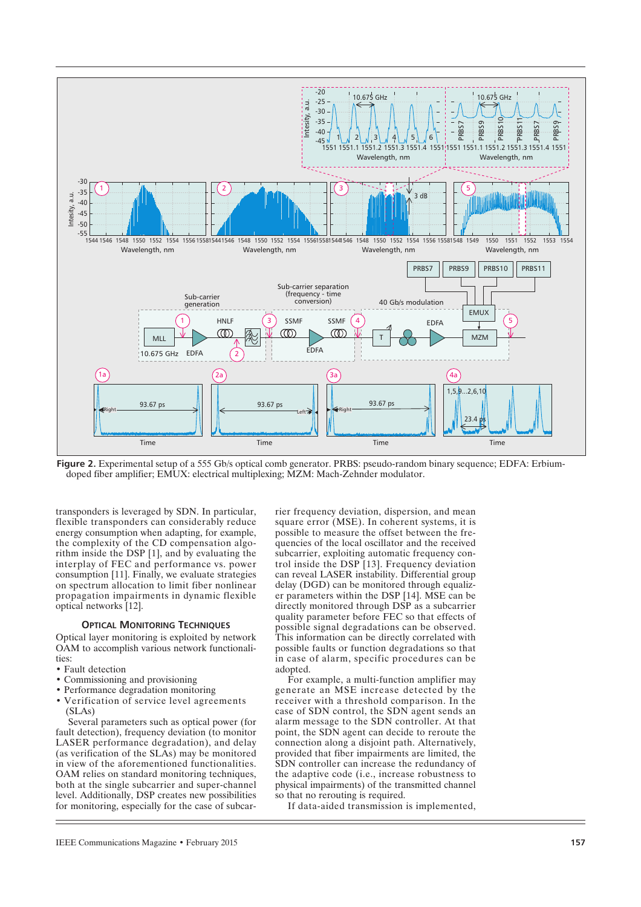**Figure 2.** Experimental setup of a 555 Gb/s optical comb generator. PRBS: pseudo-random binary sequence; EDFA: Erbium-doped fiber amplifier; EMUX: electrical multiplexing; MZM: Mach-Zehnder modulator.

transponders is leveraged by SDN. In particular, flexible transponders can considerably reduce energy consumption when adapting, for example, the complexity of the CD compensation algorithm inside the DSP [1], and by evaluating the interplay of FEC and performance vs. power consumption [11]. Finally, we evaluate strategies on spectrum allocation to limit fiber nonlinear propagation impairments in dynamic flexible optical networks [12].

## Optical Monitoring Techniques

Optical layer monitoring is exploited by network OAM to accomplish various network functionalities:

- Fault detection
- Commissioning and provisioning
- Performance degradation monitoring
- Verification of service level agreements (SLAs)

Several parameters such as optical power (for fault detection), frequency deviation (to monitor LASER performance degradation), and delay (as verification of the SLAs) may be monitored in view of the aforementioned functionalities. OAM relies on standard monitoring techniques, both at the single subcarrier and super-channel level. Additionally, DSP creates new possibilities for monitoring, especially for the case of subcarrier frequency deviation, dispersion, and mean square error (MSE). In coherent systems, it is possible to measure the offset between the frequencies of the local oscillator and the received subcarrier, exploiting automatic frequency control inside the DSP [13]. Frequency deviation can reveal LASER instability. Differential group delay (DGD) can be monitored through equalizer parameters within the DSP [14]. MSE can be directly monitored through DSP as a subcarrier quality parameter before FEC so that effects of possible signal degradations can be observed. This information can be directly correlated with possible faults or function degradations so that in case of alarm, specific procedures can be adopted.

For example, a multi-function amplifier may generate an MSE increase detected by the receiver with a threshold comparison. In the case of SDN control, the SDN agent sends an alarm message to the SDN controller. At that point, the SDN agent can decide to reroute the connection along a disjoint path. Alternatively, provided that fiber impairments are limited, the SDN controller can increase the redundancy of the adaptive code (i.e., increase robustness to physical impairments) of the transmitted channel so that no rerouting is required.

If data-aided transmission is implemented,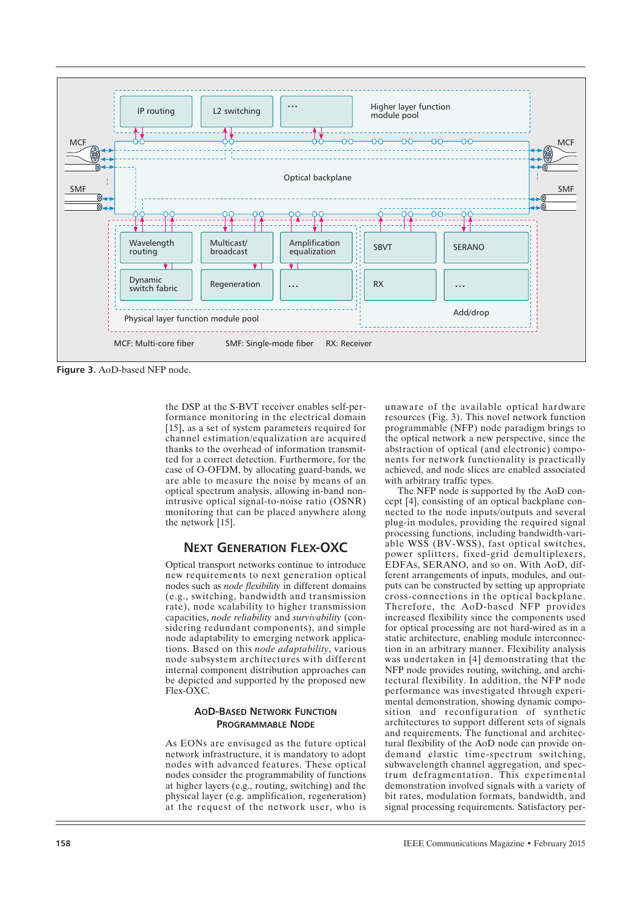IP routing

L2 switching

...

Higher layer function module pool

MCF

MCF

SMF

SMF

Optical backplane

Wavelength routing

Multicast/ broadcast

Amplification equalization

SBVT

SERANO

Dynamic switch fabric

Regeneration

...

RX

...

Add/drop

Physical layer function module pool

MCF: Multi-core fiber

SMF: Single-mode fiber

RX: Receiver

**Figure 3.** AoD-based NFP node.

the DSP at the S-BVT receiver enables self-performance monitoring in the electrical domain [15], as a set of system parameters required for channel estimation/equalization are acquired thanks to the overhead of information transmitted for a correct detection. Furthermore, for the case of O-OFDM, by allocating guard-bands, we are able to measure the noise by means of an optical spectrum analysis, allowing in-band non-intrusive optical signal-to-noise ratio (OSNR) monitoring that can be placed anywhere along the network [15].

## NEXT GENERATION FLEX-OXC

Optical transport networks continue to introduce new requirements to next generation optical nodes such as *node flexibility* in different domains (e.g., switching, bandwidth and transmission rate), node scalability to higher transmission capacities, *node reliability* and *survivability* (considering redundant components), and simple node adaptability to emerging network applications. Based on this *node adaptability*, various node subsystem architectures with different internal component distribution approaches can be depicted and supported by the proposed new Flex-OXC.

### AOD-BASED NETWORK FUNCTION PROGRAMMABLE NODE

As EONs are envisaged as the future optical network infrastructure, it is mandatory to adopt nodes with advanced features. These optical nodes consider the programmability of functions at higher layers (e.g., routing, switching) and the physical layer (e.g. amplification, regeneration) at the request of the network user, who is unaware of the available optical hardware resources (Fig. 3). This novel network function programmable (NFP) node paradigm brings to the optical network a new perspective, since the abstraction of optical (and electronic) components for network functionality is practically achieved, and node slices are enabled associated with arbitrary traffic types.

The NFP node is supported by the AoD concept [4], consisting of an optical backplane connected to the node inputs/outputs and several plug-in modules, providing the required signal processing functions, including bandwidth-variable WSS (BV-WSS), fast optical switches, power splitters, fixed-grid demultiplexers, EDFAs, SERANO, and so on. With AoD, different arrangements of inputs, modules, and outputs can be constructed by setting up appropriate cross-connections in the optical backplane. Therefore, the AoD-based NFP provides increased flexibility since the components used for optical processing are not hard-wired as in a static architecture, enabling module interconnection in an arbitrary manner. Flexibility analysis was undertaken in [4] demonstrating that the NFP node provides routing, switching, and architectural flexibility. In addition, the NFP node performance was investigated through experimental demonstration, showing dynamic composition and reconfiguration of synthetic architectures to support different sets of signals and requirements. The functional and architectural flexibility of the AoD node can provide on-demand elastic time-spectrum switching, subwavelength channel aggregation, and spectrum defragmentation. This experimental demonstration involved signals with a variety of bit rates, modulation formats, bandwidth, and signal processing requirements. Satisfactory per-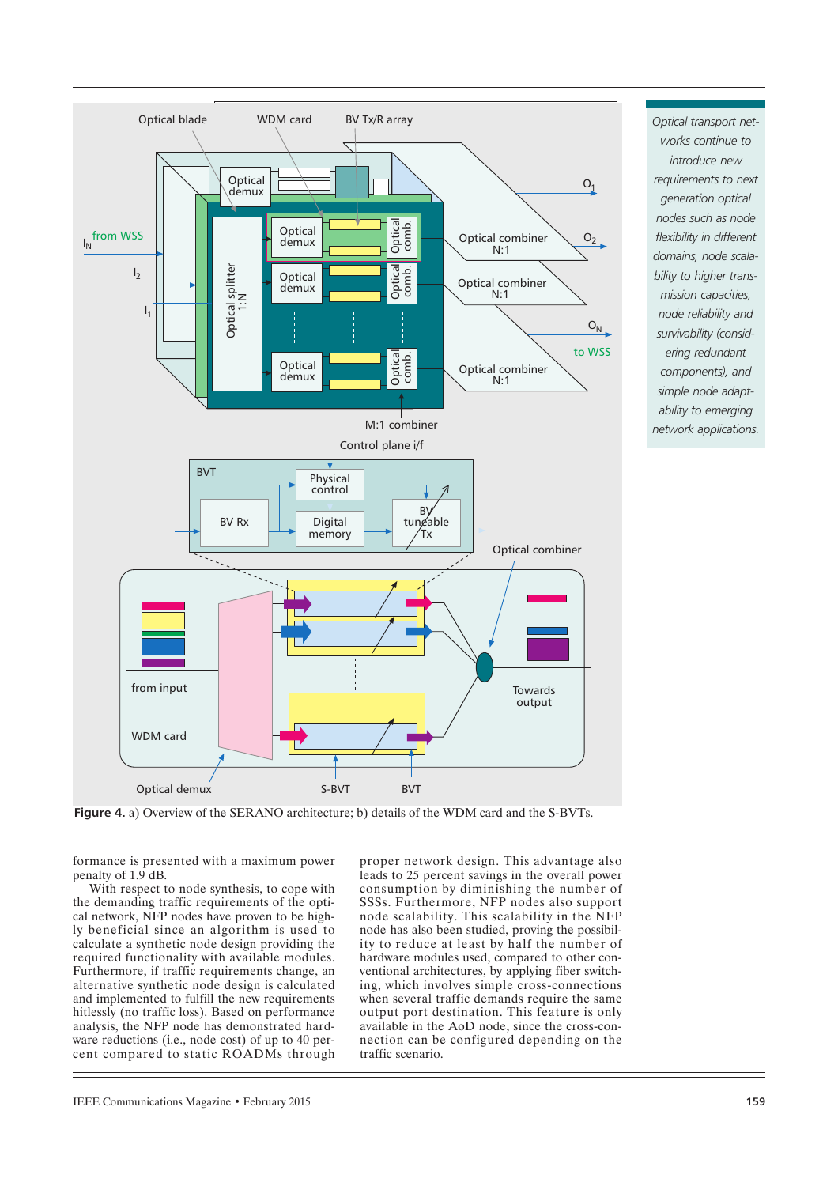Figure 4. a) Overview of the SERANO architecture; b) details of the WDM card and the S-BVTs.

*Optical transport networks continue to introduce new requirements to next generation optical nodes such as node flexibility in different domains, node scalability to higher transmission capacities, node reliability and survivability (considering redundant components), and simple node adaptability to emerging network applications.*

formance is presented with a maximum power penalty of 1.9 dB.

With respect to node synthesis, to cope with the demanding traffic requirements of the optical network, NFP nodes have proven to be highly beneficial since an algorithm is used to calculate a synthetic node design providing the required functionality with available modules. Furthermore, if traffic requirements change, an alternative synthetic node design is calculated and implemented to fulfill the new requirements hitlessly (no traffic loss). Based on performance analysis, the NFP node has demonstrated hardware reductions (i.e., node cost) of up to 40 percent compared to static ROADMs through proper network design. This advantage also leads to 25 percent savings in the overall power consumption by diminishing the number of SSSs. Furthermore, NFP nodes also support node scalability. This scalability in the NFP node has also been studied, proving the possibility to reduce at least by half the number of hardware modules used, compared to other conventional architectures, by applying fiber switching, which involves simple cross-connections when several traffic demands require the same output port destination. This feature is only available in the AoD node, since the cross-connection can be configured depending on the traffic scenario.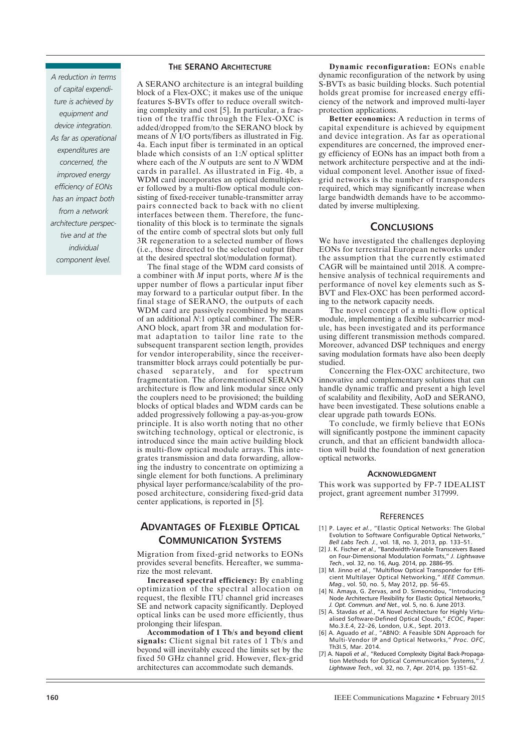A reduction in terms of capital expenditure is achieved by equipment and device integration. As far as operational expenditures are concerned, the improved energy efficiency of EONs has an impact both from a network architecture perspective and at the individual component level.

## THE SERANO ARCHITECTURE

A SERANO architecture is an integral building block of a Flex-OXC; it makes use of the unique features S-BVTs offer to reduce overall switching complexity and cost [5]. In particular, a fraction of the traffic through the Flex-OXC is added/dropped from/to the SERANO block by means of $N$ I/O ports/fibers as illustrated in Fig. 4a. Each input fiber is terminated in an optical blade which consists of an 1:$N$ optical splitter where each of the $N$ outputs are sent to $N$ WDM cards in parallel. As illustrated in Fig. 4b, a WDM card incorporates an optical demultiplexer followed by a multi-flow optical module consisting of fixed-receiver tunable-transmitter array pairs connected back to back with no client interfaces between them. Therefore, the functionality of this block is to terminate the signals of the entire comb of spectral slots but only full 3R regeneration to a selected number of flows (i.e., those directed to the selected output fiber at the desired spectral slot/modulation format).

The final stage of the WDM card consists of a combiner with $M$ input ports, where $M$ is the upper number of flows a particular input fiber may forward to a particular output fiber. In the final stage of SERANO, the outputs of each WDM card are passively recombined by means of an additional $N$:1 optical combiner. The SERANO block, apart from 3R and modulation format adaptation to tailor line rate to the subsequent transparent section length, provides for vendor interoperability, since the receiver-transmitter block arrays could potentially be purchased separately, and for spectrum fragmentation. The aforementioned SERANO architecture is flow and link modular since only the couplers need to be provisioned; the building blocks of optical blades and WDM cards can be added progressively following a pay-as-you-grow principle. It is also worth noting that no other switching technology, optical or electronic, is introduced since the main active building block is multi-flow optical module arrays. This integrates transmission and data forwarding, allowing the industry to concentrate on optimizing a single element for both functions. A preliminary physical layer performance/scalability of the proposed architecture, considering fixed-grid data center applications, is reported in [5].

## ADVANTAGES OF FLEXIBLE OPTICAL COMMUNICATION SYSTEMS

Migration from fixed-grid networks to EONs provides several benefits. Hereafter, we summarize the most relevant.

**Increased spectral efficiency:** By enabling optimization of the spectral allocation on request, the flexible ITU channel grid increases SE and network capacity significantly. Deployed optical links can be used more efficiently, thus prolonging their lifespan.

**Accommodation of 1 Tb/s and beyond client signals:** Client signal bit rates of 1 Tb/s and beyond will inevitably exceed the limits set by the fixed 50 GHz channel grid. However, flex-grid architectures can accommodate such demands.

**Dynamic reconfiguration:** EONs enable dynamic reconfiguration of the network by using S-BVTs as basic building blocks. Such potential holds great promise for increased energy efficiency of the network and improved multi-layer protection applications.

**Better economics:** A reduction in terms of capital expenditure is achieved by equipment and device integration. As far as operational expenditures are concerned, the improved energy efficiency of EONs has an impact both from a network architecture perspective and at the individual component level. Another issue of fixed-grid networks is the number of transponders required, which may significantly increase when large bandwidth demands have to be accommodated by inverse multiplexing.

## CONCLUSIONS

We have investigated the challenges deploying EONs for terrestrial European networks under the assumption that the currently estimated CAGR will be maintained until 2018. A comprehensive analysis of technical requirements and performance of novel key elements such as S-BVT and Flex-OXC has been performed according to the network capacity needs.

The novel concept of a multi-flow optical module, implementing a flexible subcarrier module, has been investigated and its performance using different transmission methods compared. Moreover, advanced DSP techniques and energy saving modulation formats have also been deeply studied.

Concerning the Flex-OXC architecture, two innovative and complementary solutions that can handle dynamic traffic and present a high level of scalability and flexibility, AoD and SERANO, have been investigated. These solutions enable a clear upgrade path towards EONs.

To conclude, we firmly believe that EONs will significantly postpone the imminent capacity crunch, and that an efficient bandwidth allocation will build the foundation of next generation optical networks.

### ACKNOWLEDGMENT

This work was supported by FP-7 IDEALIST project, grant agreement number 317999.

### REFERENCES

[1] P. Layec *et al.*, "Elastic Optical Networks: The Global Evolution to Software Configurable Optical Networks," *Bell Labs Tech. J.*, vol. 18, no. 3, 2013, pp. 133–51.

[2] J. K. Fischer *et al.*, "Bandwidth-Variable Transceivers Based on Four-Dimensional Modulation Formats," *J. Lightwave Tech.*, vol. 32, no. 16, Aug. 2014, pp. 2886–95.

[3] M. Jinno *et al.*, "Multiflow Optical Transponder for Efficient Multilayer Optical Networking," *IEEE Commun. Mag.*, vol. 50, no. 5, May 2012, pp. 56–65.

[4] N. Amaya, G. Zervas, and D. Simeonidou, "Introducing Node Architecture Flexibility for Elastic Optical Networks," *J. Opt. Commun. and Net.*, vol. 5, no. 6. June 2013.

[5] A. Stavdas *et al.*, "A Novel Architecture for Highly Virtualised Software-Defined Optical Clouds," *ECOC*, Paper: Mo.3.E.4, 22–26, London, U.K., Sept. 2013.

[6] A. Aguado *et al.*, "ABNO: A Feasible SDN Approach for Multi-Vendor IP and Optical Networks," *Proc. OFC*, Th3I.5, Mar. 2014.

[7] A. Napoli *et al.*, "Reduced Complexity Digital Back-Propagation Methods for Optical Communication Systems," *J. Lightwave Tech.*, vol. 32, no. 7, Apr. 2014, pp. 1351–62.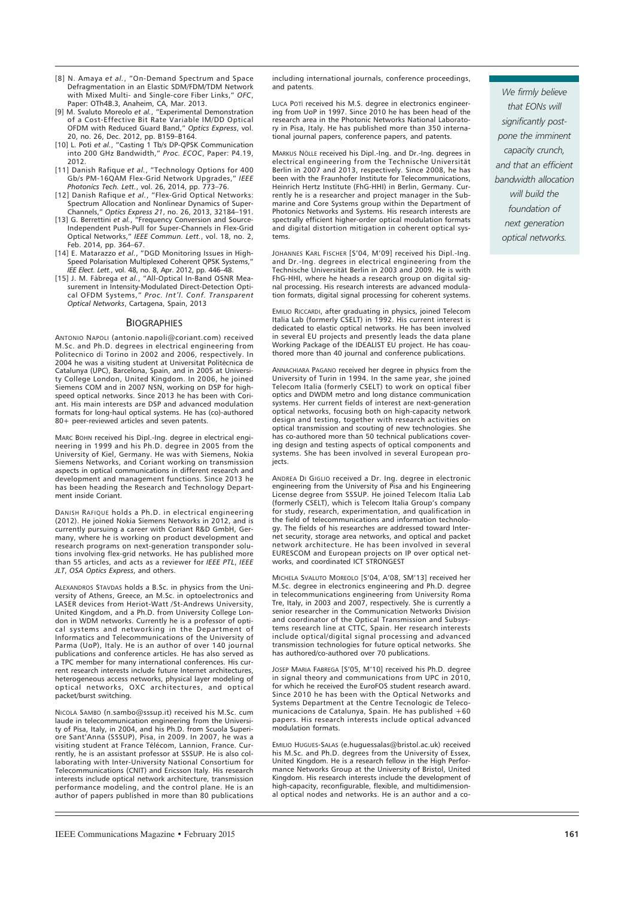[8] N. Amaya *et al.*, "On-Demand Spectrum and Space Defragmentation in an Elastic SDM/FDM/TDM Network with Mixed Multi- and Single-core Fiber Links," *OFC*, Paper: OTh4B.3, Anaheim, CA, Mar. 2013.

[9] M. Svaluto Moreolo *et al.*, "Experimental Demonstration of a Cost-Effective Bit Rate Variable IM/DD Optical OFDM with Reduced Guard Band," *Optics Express*, vol. 20, no. 26, Dec. 2012, pp. B159–B164.

[10] L. Potì *et al.*, "Casting 1 Tb/s DP-QPSK Communication into 200 GHz Bandwidth," *Proc. ECOC*, Paper: P4.19, 2012.

[11] Danish Rafique *et al.*, "Technology Options for 400 Gb/s PM-16QAM Flex-Grid Network Upgrades," *IEEE Photonics Tech. Lett.*, vol. 26, 2014, pp. 773–76.

[12] Danish Rafique *et al.*, "Flex-Grid Optical Networks: Spectrum Allocation and Nonlinear Dynamics of Super-Channels," *Optics Express 21*, no. 26, 2013, 32184–191.

[13] G. Berrettini *et al.*, "Frequency Conversion and Source-Independent Push-Pull for Super-Channels in Flex-Grid Optical Networks," *IEEE Commun. Lett.*, vol. 18, no. 2, Feb. 2014, pp. 364–67.

[14] E. Matarazzo *et al.*, "DGD Monitoring Issues in High-Speed Polarisation Multiplexed Coherent QPSK Systems," *IEE Elect. Lett.*, vol. 48, no. 8, Apr. 2012, pp. 446–48.

[15] J. M. Fàbrega *et al.*, "All-Optical In-Band OSNR Measurement in Intensity-Modulated Direct-Detection Optical OFDM Systems," *Proc. Int'l. Conf. Transparent Optical Networks*, Cartagena, Spain, 2013

## Biographies

Antonio Napoli (antonio.napoli@coriant.com) received M.Sc. and Ph.D. degrees in electrical engineering from Politecnico di Torino in 2002 and 2006, respectively. In 2004 he was a visiting student at Universitat Politècnica de Catalunya (UPC), Barcelona, Spain, and in 2005 at University College London, United Kingdom. In 2006, he joined Siemens COM and in 2007 NSN, working on DSP for high-speed optical networks. Since 2013 he has been with Coriant. His main interests are DSP and advanced modulation formats for long-haul optical systems. He has (co)-authored 80+ peer-reviewed articles and seven patents.

Marc Bohn received his Dipl.-Ing. degree in electrical engineering in 1999 and his Ph.D. degree in 2005 from the University of Kiel, Germany. He was with Siemens, Nokia Siemens Networks, and Coriant working on transmission aspects in optical communications in different research and development and management functions. Since 2013 he has been heading the Research and Technology Department inside Coriant.

Danish Rafique holds a Ph.D. in electrical engineering (2012). He joined Nokia Siemens Networks in 2012, and is currently pursuing a career with Coriant R&D GmbH, Germany, where he is working on product development and research programs on next-generation transponder solutions involving flex-grid networks. He has published more than 55 articles, and acts as a reviewer for *IEEE PTL*, *IEEE JLT*, *OSA Optics Express*, and others.

Alexandros Stavdas holds a B.Sc. in physics from the University of Athens, Greece, an M.Sc. in optoelectronics and LASER devices from Heriot-Watt /St-Andrews University, United Kingdom, and a Ph.D. from University College London in WDM networks. Currently he is a professor of optical systems and networking in the Department of Informatics and Telecommunications of the University of Parma (UoP), Italy. He is an author of over 140 journal publications and conference articles. He has also served as a TPC member for many international conferences. His current research interests include future Internet architectures, heterogeneous access networks, physical layer modeling of optical networks, OXC architectures, and optical packet/burst switching.

Nicola Sambo (n.sambo@sssup.it) received his M.Sc. cum laude in telecommunication engineering from the University of Pisa, Italy, in 2004, and his Ph.D. from Scuola Superiore Sant'Anna (SSSUP), Pisa, in 2009. In 2007, he was a visiting student at France Télécom, Lannion, France. Currently, he is an assistant professor at SSSUP. He is also collaborating with Inter-University National Consortium for Telecommunications (CNIT) and Ericsson Italy. His research interests include optical network architecture, transmission performance modeling, and the control plane. He is an author of papers published in more than 80 publications including international journals, conference proceedings, and patents.

Luca Potì received his M.S. degree in electronics engineering from UoP in 1997. Since 2010 he has been head of the research area in the Photonic Networks National Laboratory in Pisa, Italy. He has published more than 350 international journal papers, conference papers, and patents.

Markus Nölle received his Dipl.-Ing. and Dr.-Ing. degrees in electrical engineering from the Technische Universität Berlin in 2007 and 2013, respectively. Since 2008, he has been with the Fraunhofer Institute for Telecommunications, Heinrich Hertz Institute (FhG-HHI) in Berlin, Germany. Currently he is a researcher and project manager in the Submarine and Core Systems group within the Department of Photonics Networks and Systems. His research interests are spectrally efficient higher-order optical modulation formats and digital distortion mitigation in coherent optical systems.

Johannes Karl Fischer [S'04, M'09] received his Dipl.-Ing. and Dr.-Ing. degrees in electrical engineering from the Technische Universität Berlin in 2003 and 2009. He is with FhG-HHI, where he heads a research group on digital signal processing. His research interests are advanced modulation formats, digital signal processing for coherent systems.

Emilio Riccardi, after graduating in physics, joined Telecom Italia Lab (formerly CSELT) in 1992. His current interest is dedicated to elastic optical networks. He has been involved in several EU projects and presently leads the data plane Working Package of the IDEALIST EU project. He has coauthored more than 40 journal and conference publications.

Annachiara Pagano received her degree in physics from the University of Turin in 1994. In the same year, she joined Telecom Italia (formerly CSELT) to work on optical fiber optics and DWDM metro and long distance communication systems. Her current fields of interest are next-generation optical networks, focusing both on high-capacity network design and testing, together with research activities on optical transmission and scouting of new technologies. She has co-authored more than 50 technical publications covering design and testing aspects of optical components and systems. She has been involved in several European projects.

Andrea Di Giglio received a Dr. Ing. degree in electronic engineering from the University of Pisa and his Engineering License degree from SSSUP. He joined Telecom Italia Lab (formerly CSELT), which is Telecom Italia Group's company for study, research, experimentation, and qualification in the field of telecommunications and information technology. The fields of his researches are addressed toward Internet security, storage area networks, and optical and packet network architecture. He has been involved in several EURESCOM and European projects on IP over optical networks, and coordinated ICT STRONGEST

Michela Svaluto Moreolo [S'04, A'08, SM'13] received her M.Sc. degree in electronics engineering and Ph.D. degree in telecommunications engineering from University Roma Tre, Italy, in 2003 and 2007, respectively. She is currently a senior researcher in the Communication Networks Division and coordinator of the Optical Transmission and Subsystems research line at CTTC, Spain. Her research interests include optical/digital signal processing and advanced transmission technologies for future optical networks. She has authored/co-authored over 70 publications.

Josep Maria Fabrega [S'05, M'10] received his Ph.D. degree in signal theory and communications from UPC in 2010, for which he received the EuroFOS student research award. Since 2010 he has been with the Optical Networks and Systems Department at the Centre Tecnologic de Telecomunicacions de Catalunya, Spain. He has published +60 papers. His research interests include optical advanced modulation formats.

Emilio Hugues-Salas (e.huguessalas@bristol.ac.uk) received his M.Sc. and Ph.D. degrees from the University of Essex, United Kingdom. He is a research fellow in the High Performance Networks Group at the University of Bristol, United Kingdom. His research interests include the development of high-capacity, reconfigurable, flexible, and multidimensional optical nodes and networks. He is an author and a co-

*We firmly believe that EONs will significantly postpone the imminent capacity crunch, and that an efficient bandwidth allocation will build the foundation of next generation optical networks.*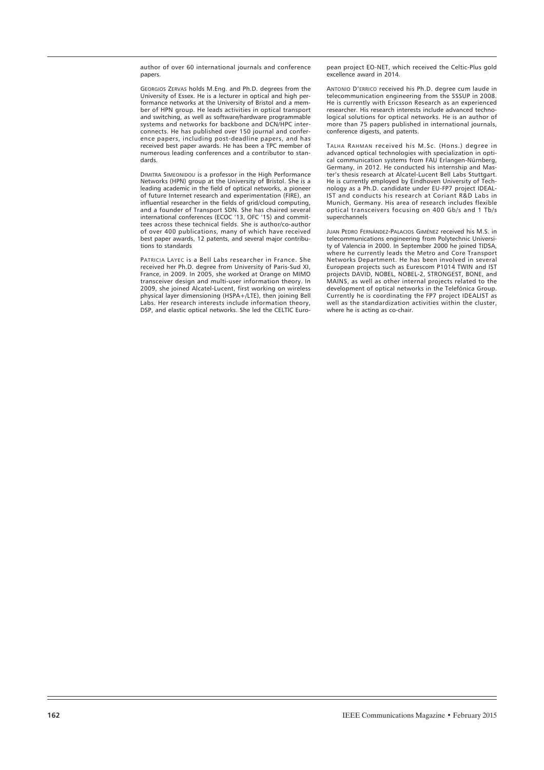author of over 60 international journals and conference papers.

GEORGIOS ZERVAS holds M.Eng. and Ph.D. degrees from the University of Essex. He is a lecturer in optical and high performance networks at the University of Bristol and a member of HPN group. He leads activities in optical transport and switching, as well as software/hardware programmable systems and networks for backbone and DCN/HPC interconnects. He has published over 150 journal and conference papers, including post-deadline papers, and has received best paper awards. He has been a TPC member of numerous leading conferences and a contributor to standards.

DIMITRA SIMEONIDOU is a professor in the High Performance Networks (HPN) group at the University of Bristol. She is a leading academic in the field of optical networks, a pioneer of future Internet research and experimentation (FIRE), an influential researcher in the fields of grid/cloud computing, and a founder of Transport SDN. She has chaired several international conferences (ECOC '13, OFC '15) and committees across these technical fields. She is author/co-author of over 400 publications, many of which have received best paper awards, 12 patents, and several major contributions to standards

PATRICIA LAYEC is a Bell Labs researcher in France. She received her Ph.D. degree from University of Paris-Sud XI, France, in 2009. In 2005, she worked at Orange on MIMO transceiver design and multi-user information theory. In 2009, she joined Alcatel-Lucent, first working on wireless physical layer dimensioning (HSPA+/LTE), then joining Bell Labs. Her research interests include information theory, DSP, and elastic optical networks. She led the CELTIC European project EO-NET, which received the Celtic-Plus gold excellence award in 2014.

ANTONIO D'ERRICO received his Ph.D. degree cum laude in telecommunication engineering from the SSSUP in 2008. He is currently with Ericsson Research as an experienced researcher. His research interests include advanced technological solutions for optical networks. He is an author of more than 75 papers published in international journals, conference digests, and patents.

TALHA RAHMAN received his M.Sc. (Hons.) degree in advanced optical technologies with specialization in optical communication systems from FAU Erlangen-Nürnberg, Germany, in 2012. He conducted his internship and Master's thesis research at Alcatel-Lucent Bell Labs Stuttgart. He is currently employed by Eindhoven University of Technology as a Ph.D. candidate under EU-FP7 project IDEALIST and conducts his research at Coriant R&D Labs in Munich, Germany. His area of research includes flexible optical transceivers focusing on 400 Gb/s and 1 Tb/s superchannels

JUAN PEDRO FERNÁNDEZ-PALACIOS GIMÉNEZ received his M.S. in telecommunications engineering from Polytechnic University of Valencia in 2000. In September 2000 he joined TIDSA, where he currently leads the Metro and Core Transport Networks Department. He has been involved in several European projects such as Eurescom P1014 TWIN and IST projects DAVID, NOBEL, NOBEL-2, STRONGEST, BONE, and MAINS, as well as other internal projects related to the development of optical networks in the Telefónica Group. Currently he is coordinating the FP7 project IDEALIST as well as the standardization activities within the cluster, where he is acting as co-chair.